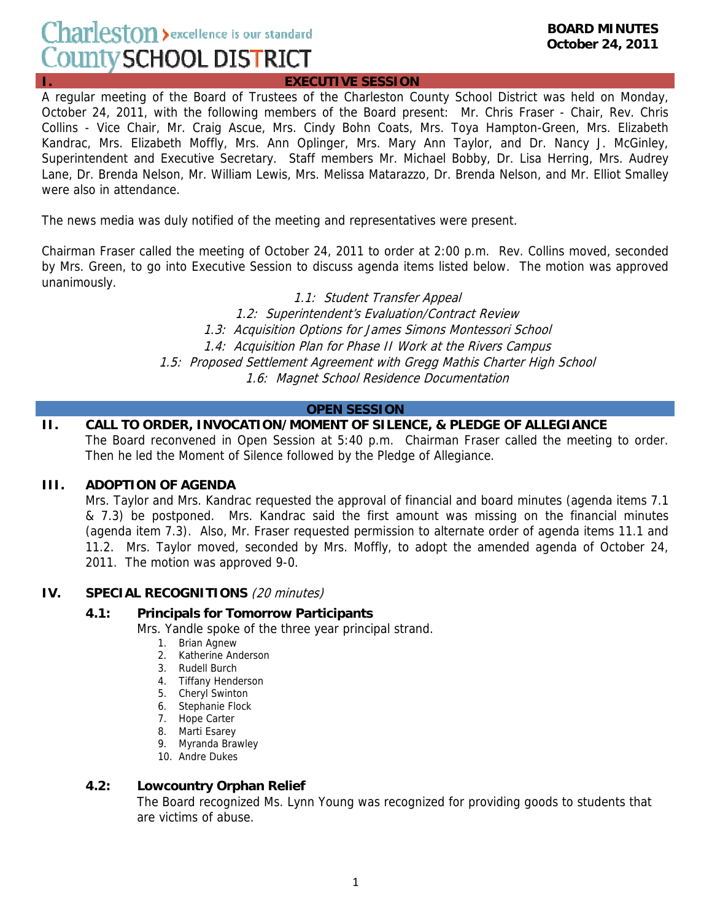# Charleston County SCHOOL DISTRICT › excellence is our standard

**BOARD MINUTES**
**October 24, 2011**

## I. EXECUTIVE SESSION

A regular meeting of the Board of Trustees of the Charleston County School District was held on Monday, October 24, 2011, with the following members of the Board present: Mr. Chris Fraser - Chair, Rev. Chris Collins - Vice Chair, Mr. Craig Ascue, Mrs. Cindy Bohn Coats, Mrs. Toya Hampton-Green, Mrs. Elizabeth Kandrac, Mrs. Elizabeth Moffly, Mrs. Ann Oplinger, Mrs. Mary Ann Taylor, and Dr. Nancy J. McGinley, Superintendent and Executive Secretary. Staff members Mr. Michael Bobby, Dr. Lisa Herring, Mrs. Audrey Lane, Dr. Brenda Nelson, Mr. William Lewis, Mrs. Melissa Matarazzo, Dr. Brenda Nelson, and Mr. Elliot Smalley were also in attendance.

The news media was duly notified of the meeting and representatives were present.

Chairman Fraser called the meeting of October 24, 2011 to order at 2:00 p.m. Rev. Collins moved, seconded by Mrs. Green, to go into Executive Session to discuss agenda items listed below. The motion was approved unanimously.

*1.1: Student Transfer Appeal*
*1.2: Superintendent's Evaluation/Contract Review*
*1.3: Acquisition Options for James Simons Montessori School*
*1.4: Acquisition Plan for Phase II Work at the Rivers Campus*
*1.5: Proposed Settlement Agreement with Gregg Mathis Charter High School*
*1.6: Magnet School Residence Documentation*

## OPEN SESSION

### II. CALL TO ORDER, INVOCATION/MOMENT OF SILENCE, & PLEDGE OF ALLEGIANCE

The Board reconvened in Open Session at 5:40 p.m. Chairman Fraser called the meeting to order. Then he led the Moment of Silence followed by the Pledge of Allegiance.

### III. ADOPTION OF AGENDA

Mrs. Taylor and Mrs. Kandrac requested the approval of financial and board minutes (agenda items 7.1 & 7.3) be postponed. Mrs. Kandrac said the first amount was missing on the financial minutes (agenda item 7.3). Also, Mr. Fraser requested permission to alternate order of agenda items 11.1 and 11.2. Mrs. Taylor moved, seconded by Mrs. Moffly, to adopt the amended agenda of October 24, 2011. The motion was approved 9-0.

### IV. SPECIAL RECOGNITIONS *(20 minutes)*

#### 4.1: Principals for Tomorrow Participants

Mrs. Yandle spoke of the three year principal strand.

1. Brian Agnew
2. Katherine Anderson
3. Rudell Burch
4. Tiffany Henderson
5. Cheryl Swinton
6. Stephanie Flock
7. Hope Carter
8. Marti Esarey
9. Myranda Brawley
10. Andre Dukes

#### 4.2: Lowcountry Orphan Relief

The Board recognized Ms. Lynn Young was recognized for providing goods to students that are victims of abuse.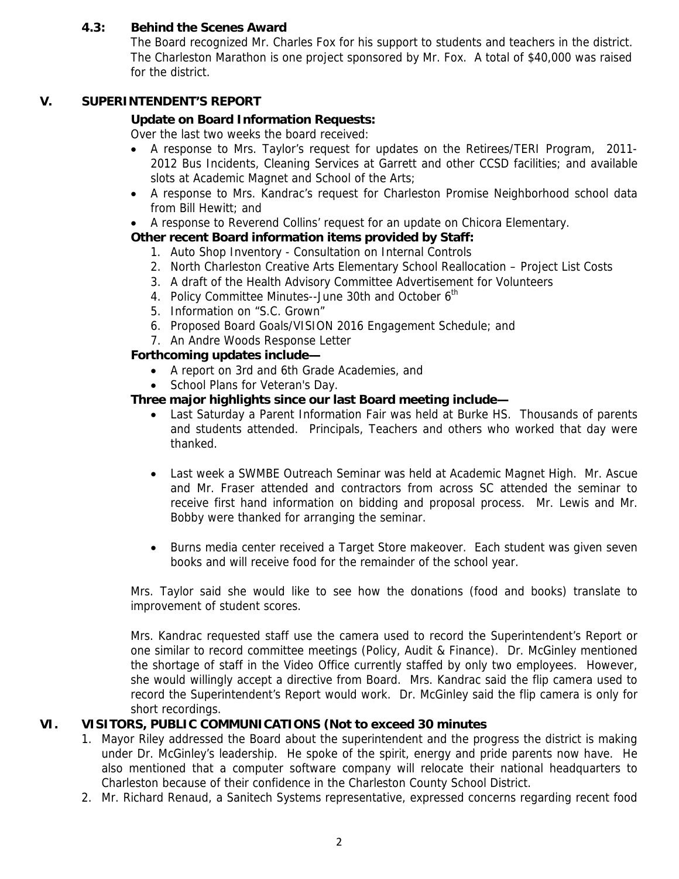### 4.3: Behind the Scenes Award

The Board recognized Mr. Charles Fox for his support to students and teachers in the district. The Charleston Marathon is one project sponsored by Mr. Fox. A total of $40,000 was raised for the district.

## V. SUPERINTENDENT'S REPORT

**Update on Board Information Requests:**

Over the last two weeks the board received:

- A response to Mrs. Taylor's request for updates on the Retirees/TERI Program, 2011-2012 Bus Incidents, Cleaning Services at Garrett and other CCSD facilities; and available slots at Academic Magnet and School of the Arts;
- A response to Mrs. Kandrac's request for Charleston Promise Neighborhood school data from Bill Hewitt; and
- A response to Reverend Collins' request for an update on Chicora Elementary.

**Other recent Board information items provided by Staff:**

1. Auto Shop Inventory - Consultation on Internal Controls
2. North Charleston Creative Arts Elementary School Reallocation – Project List Costs
3. A draft of the Health Advisory Committee Advertisement for Volunteers
4. Policy Committee Minutes--June 30th and October 6th
5. Information on "S.C. Grown"
6. Proposed Board Goals/VISION 2016 Engagement Schedule; and
7. An Andre Woods Response Letter

**Forthcoming updates include—**

- A report on 3rd and 6th Grade Academies, and
- School Plans for Veteran's Day.

**Three major highlights since our last Board meeting include—**

- Last Saturday a Parent Information Fair was held at Burke HS. Thousands of parents and students attended. Principals, Teachers and others who worked that day were thanked.
- Last week a SWMBE Outreach Seminar was held at Academic Magnet High. Mr. Ascue and Mr. Fraser attended and contractors from across SC attended the seminar to receive first hand information on bidding and proposal process. Mr. Lewis and Mr. Bobby were thanked for arranging the seminar.
- Burns media center received a Target Store makeover. Each student was given seven books and will receive food for the remainder of the school year.

Mrs. Taylor said she would like to see how the donations (food and books) translate to improvement of student scores.

Mrs. Kandrac requested staff use the camera used to record the Superintendent's Report or one similar to record committee meetings (Policy, Audit & Finance). Dr. McGinley mentioned the shortage of staff in the Video Office currently staffed by only two employees. However, she would willingly accept a directive from Board. Mrs. Kandrac said the flip camera used to record the Superintendent's Report would work. Dr. McGinley said the flip camera is only for short recordings.

## VI. VISITORS, PUBLIC COMMUNICATIONS (Not to exceed 30 minutes

1. Mayor Riley addressed the Board about the superintendent and the progress the district is making under Dr. McGinley's leadership. He spoke of the spirit, energy and pride parents now have. He also mentioned that a computer software company will relocate their national headquarters to Charleston because of their confidence in the Charleston County School District.
2. Mr. Richard Renaud, a Sanitech Systems representative, expressed concerns regarding recent food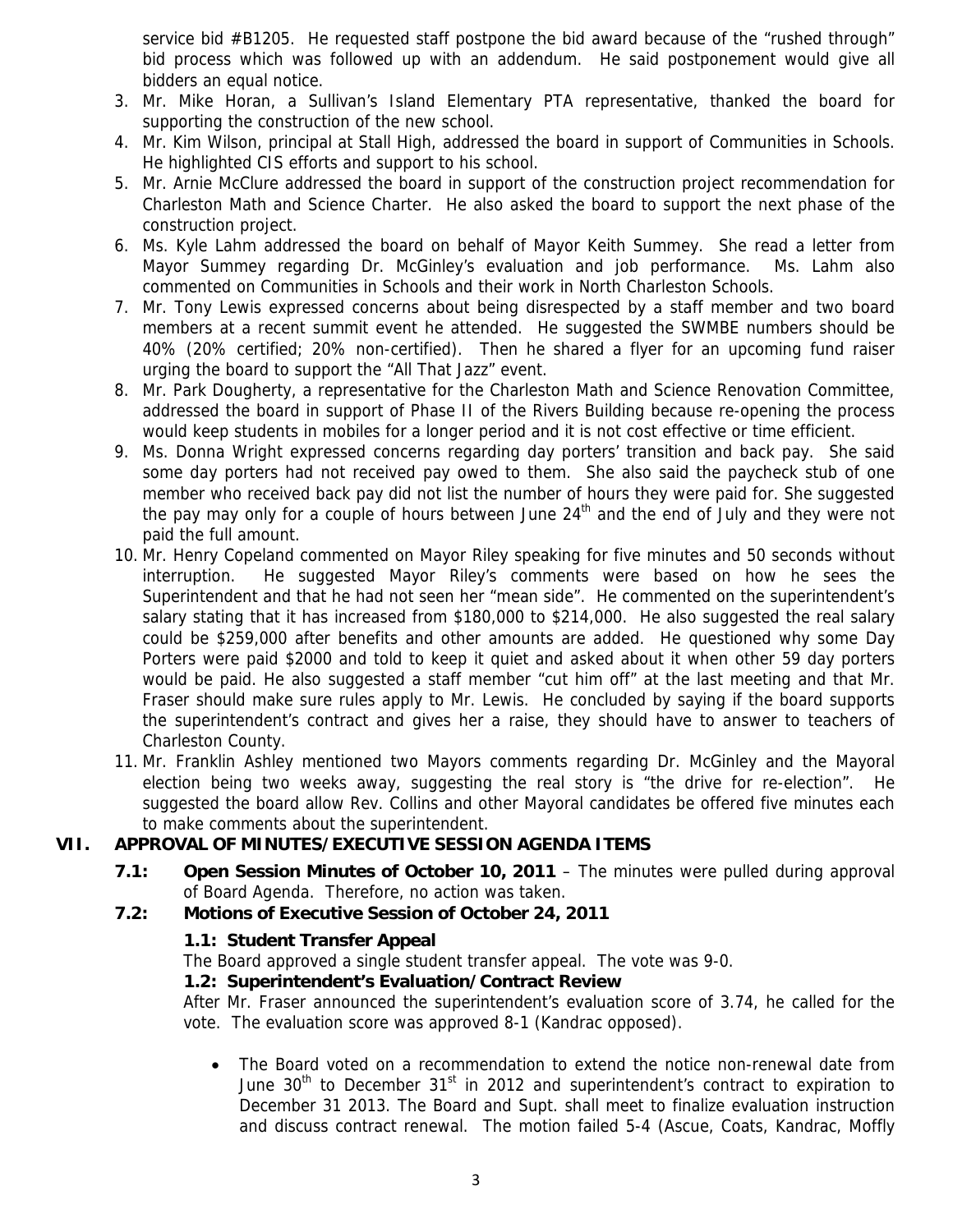service bid #B1205. He requested staff postpone the bid award because of the "rushed through" bid process which was followed up with an addendum. He said postponement would give all bidders an equal notice.

3. Mr. Mike Horan, a Sullivan's Island Elementary PTA representative, thanked the board for supporting the construction of the new school.
4. Mr. Kim Wilson, principal at Stall High, addressed the board in support of Communities in Schools. He highlighted CIS efforts and support to his school.
5. Mr. Arnie McClure addressed the board in support of the construction project recommendation for Charleston Math and Science Charter. He also asked the board to support the next phase of the construction project.
6. Ms. Kyle Lahm addressed the board on behalf of Mayor Keith Summey. She read a letter from Mayor Summey regarding Dr. McGinley's evaluation and job performance. Ms. Lahm also commented on Communities in Schools and their work in North Charleston Schools.
7. Mr. Tony Lewis expressed concerns about being disrespected by a staff member and two board members at a recent summit event he attended. He suggested the SWMBE numbers should be 40% (20% certified; 20% non-certified). Then he shared a flyer for an upcoming fund raiser urging the board to support the "All That Jazz" event.
8. Mr. Park Dougherty, a representative for the Charleston Math and Science Renovation Committee, addressed the board in support of Phase II of the Rivers Building because re-opening the process would keep students in mobiles for a longer period and it is not cost effective or time efficient.
9. Ms. Donna Wright expressed concerns regarding day porters' transition and back pay. She said some day porters had not received pay owed to them. She also said the paycheck stub of one member who received back pay did not list the number of hours they were paid for. She suggested the pay may only for a couple of hours between June 24th and the end of July and they were not paid the full amount.
10. Mr. Henry Copeland commented on Mayor Riley speaking for five minutes and 50 seconds without interruption. He suggested Mayor Riley's comments were based on how he sees the Superintendent and that he had not seen her "mean side". He commented on the superintendent's salary stating that it has increased from $180,000 to $214,000. He also suggested the real salary could be $259,000 after benefits and other amounts are added. He questioned why some Day Porters were paid $2000 and told to keep it quiet and asked about it when other 59 day porters would be paid. He also suggested a staff member "cut him off" at the last meeting and that Mr. Fraser should make sure rules apply to Mr. Lewis. He concluded by saying if the board supports the superintendent's contract and gives her a raise, they should have to answer to teachers of Charleston County.
11. Mr. Franklin Ashley mentioned two Mayors comments regarding Dr. McGinley and the Mayoral election being two weeks away, suggesting the real story is "the drive for re-election". He suggested the board allow Rev. Collins and other Mayoral candidates be offered five minutes each to make comments about the superintendent.

## VII. APPROVAL OF MINUTES/EXECUTIVE SESSION AGENDA ITEMS

**7.1: Open Session Minutes of October 10, 2011** – The minutes were pulled during approval of Board Agenda. Therefore, no action was taken.

**7.2: Motions of Executive Session of October 24, 2011**

**1.1: Student Transfer Appeal**

The Board approved a single student transfer appeal. The vote was 9-0.

**1.2: Superintendent's Evaluation/Contract Review**

After Mr. Fraser announced the superintendent's evaluation score of 3.74, he called for the vote. The evaluation score was approved 8-1 (Kandrac opposed).

- The Board voted on a recommendation to extend the notice non-renewal date from June 30th to December 31st in 2012 and superintendent's contract to expiration to December 31 2013. The Board and Supt. shall meet to finalize evaluation instruction and discuss contract renewal. The motion failed 5-4 (Ascue, Coats, Kandrac, Moffly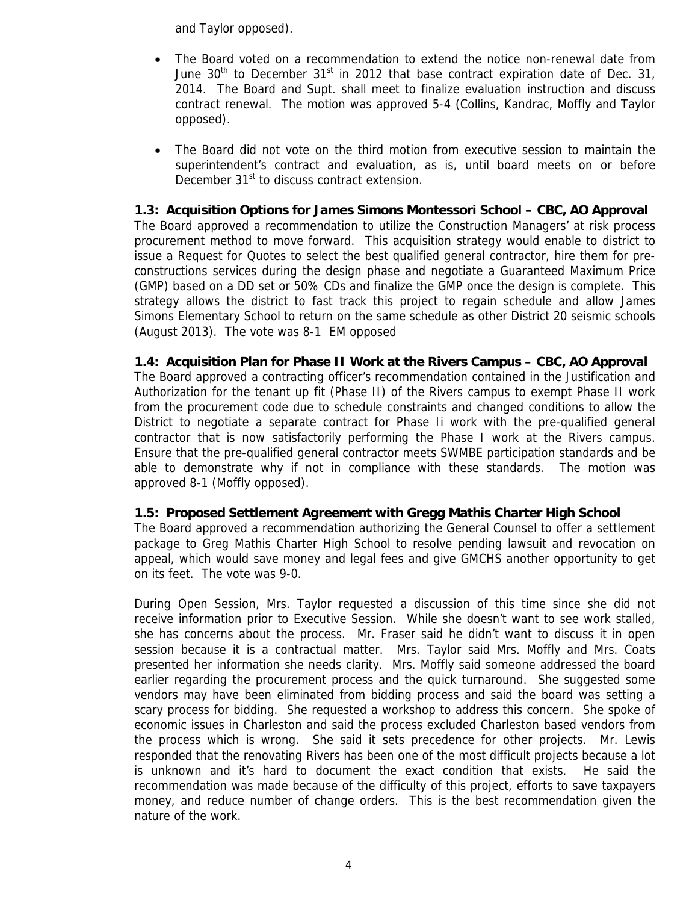and Taylor opposed).

- The Board voted on a recommendation to extend the notice non-renewal date from June 30th to December 31st in 2012 that base contract expiration date of Dec. 31, 2014. The Board and Supt. shall meet to finalize evaluation instruction and discuss contract renewal. The motion was approved 5-4 (Collins, Kandrac, Moffly and Taylor opposed).

- The Board did not vote on the third motion from executive session to maintain the superintendent's contract and evaluation, as is, until board meets on or before December 31st to discuss contract extension.

**1.3: Acquisition Options for James Simons Montessori School – CBC, AO Approval**
The Board approved a recommendation to utilize the Construction Managers' at risk process procurement method to move forward. This acquisition strategy would enable to district to issue a Request for Quotes to select the best qualified general contractor, hire them for pre-constructions services during the design phase and negotiate a Guaranteed Maximum Price (GMP) based on a DD set or 50% CDs and finalize the GMP once the design is complete. This strategy allows the district to fast track this project to regain schedule and allow James Simons Elementary School to return on the same schedule as other District 20 seismic schools (August 2013). The vote was 8-1 EM opposed

**1.4: Acquisition Plan for Phase II Work at the Rivers Campus – CBC, AO Approval**
The Board approved a contracting officer's recommendation contained in the Justification and Authorization for the tenant up fit (Phase II) of the Rivers campus to exempt Phase II work from the procurement code due to schedule constraints and changed conditions to allow the District to negotiate a separate contract for Phase Ii work with the pre-qualified general contractor that is now satisfactorily performing the Phase I work at the Rivers campus. Ensure that the pre-qualified general contractor meets SWMBE participation standards and be able to demonstrate why if not in compliance with these standards. The motion was approved 8-1 (Moffly opposed).

**1.5: Proposed Settlement Agreement with Gregg Mathis Charter High School**
The Board approved a recommendation authorizing the General Counsel to offer a settlement package to Greg Mathis Charter High School to resolve pending lawsuit and revocation on appeal, which would save money and legal fees and give GMCHS another opportunity to get on its feet. The vote was 9-0.

During Open Session, Mrs. Taylor requested a discussion of this time since she did not receive information prior to Executive Session. While she doesn't want to see work stalled, she has concerns about the process. Mr. Fraser said he didn't want to discuss it in open session because it is a contractual matter. Mrs. Taylor said Mrs. Moffly and Mrs. Coats presented her information she needs clarity. Mrs. Moffly said someone addressed the board earlier regarding the procurement process and the quick turnaround. She suggested some vendors may have been eliminated from bidding process and said the board was setting a scary process for bidding. She requested a workshop to address this concern. She spoke of economic issues in Charleston and said the process excluded Charleston based vendors from the process which is wrong. She said it sets precedence for other projects. Mr. Lewis responded that the renovating Rivers has been one of the most difficult projects because a lot is unknown and it's hard to document the exact condition that exists. He said the recommendation was made because of the difficulty of this project, efforts to save taxpayers money, and reduce number of change orders. This is the best recommendation given the nature of the work.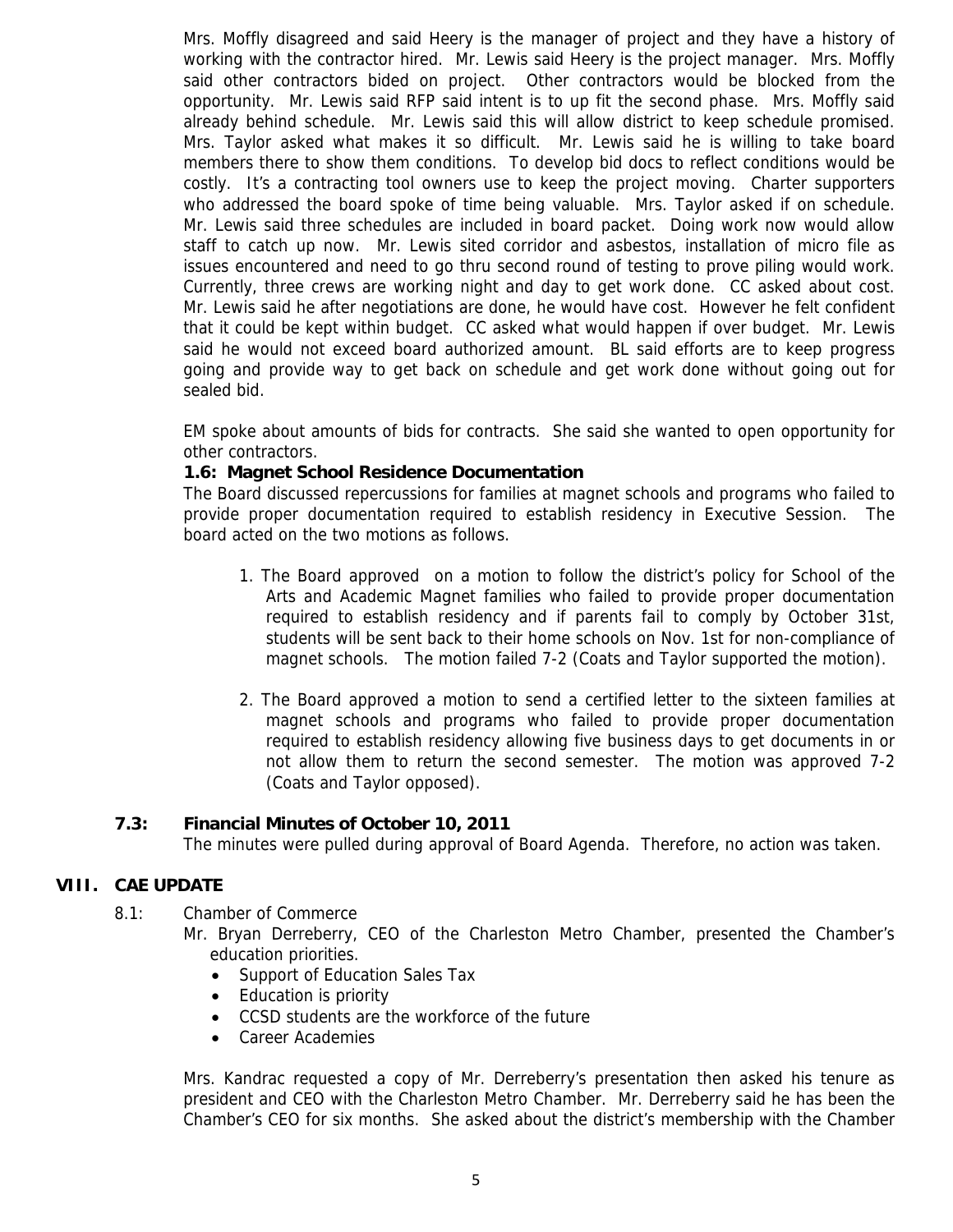Mrs. Moffly disagreed and said Heery is the manager of project and they have a history of working with the contractor hired. Mr. Lewis said Heery is the project manager. Mrs. Moffly said other contractors bided on project. Other contractors would be blocked from the opportunity. Mr. Lewis said RFP said intent is to up fit the second phase. Mrs. Moffly said already behind schedule. Mr. Lewis said this will allow district to keep schedule promised. Mrs. Taylor asked what makes it so difficult. Mr. Lewis said he is willing to take board members there to show them conditions. To develop bid docs to reflect conditions would be costly. It's a contracting tool owners use to keep the project moving. Charter supporters who addressed the board spoke of time being valuable. Mrs. Taylor asked if on schedule. Mr. Lewis said three schedules are included in board packet. Doing work now would allow staff to catch up now. Mr. Lewis sited corridor and asbestos, installation of micro file as issues encountered and need to go thru second round of testing to prove piling would work. Currently, three crews are working night and day to get work done. CC asked about cost. Mr. Lewis said he after negotiations are done, he would have cost. However he felt confident that it could be kept within budget. CC asked what would happen if over budget. Mr. Lewis said he would not exceed board authorized amount. BL said efforts are to keep progress going and provide way to get back on schedule and get work done without going out for sealed bid.

EM spoke about amounts of bids for contracts. She said she wanted to open opportunity for other contractors.

**1.6: Magnet School Residence Documentation**

The Board discussed repercussions for families at magnet schools and programs who failed to provide proper documentation required to establish residency in Executive Session. The board acted on the two motions as follows.

1. The Board approved on a motion to follow the district's policy for School of the Arts and Academic Magnet families who failed to provide proper documentation required to establish residency and if parents fail to comply by October 31st, students will be sent back to their home schools on Nov. 1st for non-compliance of magnet schools. The motion failed 7-2 (Coats and Taylor supported the motion).
2. The Board approved a motion to send a certified letter to the sixteen families at magnet schools and programs who failed to provide proper documentation required to establish residency allowing five business days to get documents in or not allow them to return the second semester. The motion was approved 7-2 (Coats and Taylor opposed).

### 7.3: Financial Minutes of October 10, 2011

The minutes were pulled during approval of Board Agenda. Therefore, no action was taken.

## VIII. CAE UPDATE

8.1: Chamber of Commerce

Mr. Bryan Derreberry, CEO of the Charleston Metro Chamber, presented the Chamber's education priorities.

- Support of Education Sales Tax
- Education is priority
- CCSD students are the workforce of the future
- Career Academies

Mrs. Kandrac requested a copy of Mr. Derreberry's presentation then asked his tenure as president and CEO with the Charleston Metro Chamber. Mr. Derreberry said he has been the Chamber's CEO for six months. She asked about the district's membership with the Chamber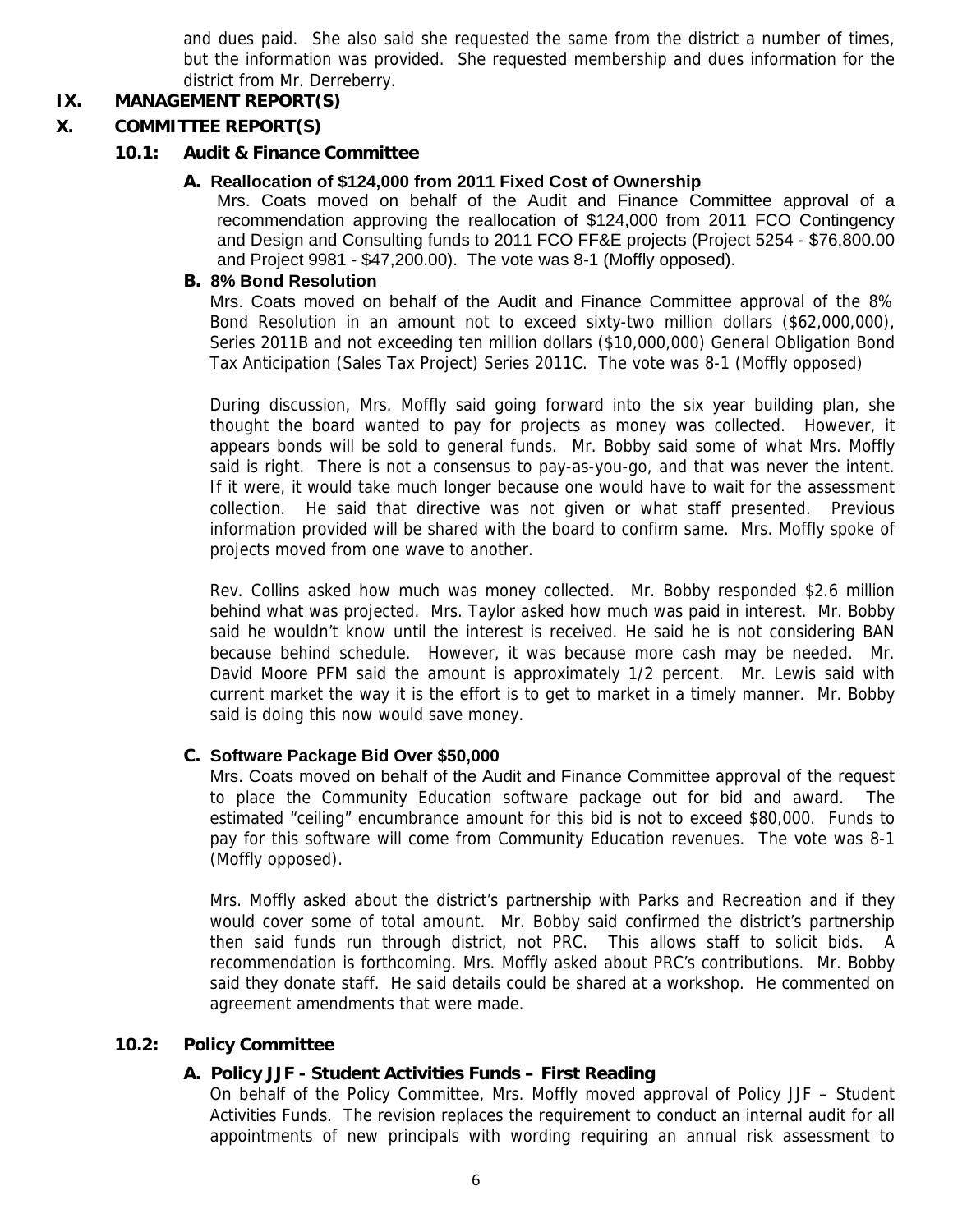and dues paid. She also said she requested the same from the district a number of times, but the information was provided. She requested membership and dues information for the district from Mr. Derreberry.

## IX. MANAGEMENT REPORT(S)

## X. COMMITTEE REPORT(S)

### 10.1: Audit & Finance Committee

#### A. Reallocation of $124,000 from 2011 Fixed Cost of Ownership

Mrs. Coats moved on behalf of the Audit and Finance Committee approval of a recommendation approving the reallocation of $124,000 from 2011 FCO Contingency and Design and Consulting funds to 2011 FCO FF&E projects (Project 5254 - $76,800.00 and Project 9981 - $47,200.00). The vote was 8-1 (Moffly opposed).

#### B. 8% Bond Resolution

Mrs. Coats moved on behalf of the Audit and Finance Committee approval of the 8% Bond Resolution in an amount not to exceed sixty-two million dollars ($62,000,000), Series 2011B and not exceeding ten million dollars ($10,000,000) General Obligation Bond Tax Anticipation (Sales Tax Project) Series 2011C. The vote was 8-1 (Moffly opposed)

During discussion, Mrs. Moffly said going forward into the six year building plan, she thought the board wanted to pay for projects as money was collected. However, it appears bonds will be sold to general funds. Mr. Bobby said some of what Mrs. Moffly said is right. There is not a consensus to pay-as-you-go, and that was never the intent. If it were, it would take much longer because one would have to wait for the assessment collection. He said that directive was not given or what staff presented. Previous information provided will be shared with the board to confirm same. Mrs. Moffly spoke of projects moved from one wave to another.

Rev. Collins asked how much was money collected. Mr. Bobby responded $2.6 million behind what was projected. Mrs. Taylor asked how much was paid in interest. Mr. Bobby said he wouldn't know until the interest is received. He said he is not considering BAN because behind schedule. However, it was because more cash may be needed. Mr. David Moore PFM said the amount is approximately 1/2 percent. Mr. Lewis said with current market the way it is the effort is to get to market in a timely manner. Mr. Bobby said is doing this now would save money.

#### C. Software Package Bid Over $50,000

Mrs. Coats moved on behalf of the Audit and Finance Committee approval of the request to place the Community Education software package out for bid and award. The estimated "ceiling" encumbrance amount for this bid is not to exceed $80,000. Funds to pay for this software will come from Community Education revenues. The vote was 8-1 (Moffly opposed).

Mrs. Moffly asked about the district's partnership with Parks and Recreation and if they would cover some of total amount. Mr. Bobby said confirmed the district's partnership then said funds run through district, not PRC. This allows staff to solicit bids. A recommendation is forthcoming. Mrs. Moffly asked about PRC's contributions. Mr. Bobby said they donate staff. He said details could be shared at a workshop. He commented on agreement amendments that were made.

### 10.2: Policy Committee

#### A. Policy JJF - Student Activities Funds – First Reading

On behalf of the Policy Committee, Mrs. Moffly moved approval of Policy JJF – Student Activities Funds. The revision replaces the requirement to conduct an internal audit for all appointments of new principals with wording requiring an annual risk assessment to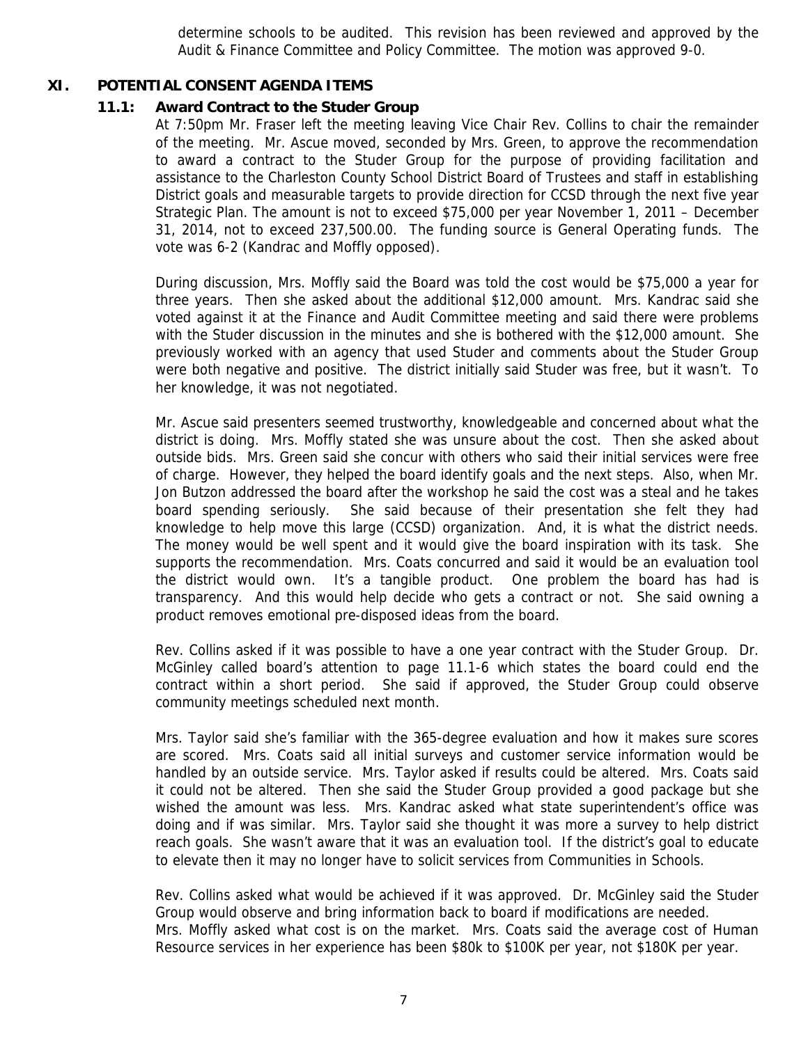determine schools to be audited. This revision has been reviewed and approved by the Audit & Finance Committee and Policy Committee. The motion was approved 9-0.

## XI. POTENTIAL CONSENT AGENDA ITEMS

### 11.1: Award Contract to the Studer Group

At 7:50pm Mr. Fraser left the meeting leaving Vice Chair Rev. Collins to chair the remainder of the meeting. Mr. Ascue moved, seconded by Mrs. Green, to approve the recommendation to award a contract to the Studer Group for the purpose of providing facilitation and assistance to the Charleston County School District Board of Trustees and staff in establishing District goals and measurable targets to provide direction for CCSD through the next five year Strategic Plan. The amount is not to exceed $75,000 per year November 1, 2011 – December 31, 2014, not to exceed 237,500.00. The funding source is General Operating funds. The vote was 6-2 (Kandrac and Moffly opposed).

During discussion, Mrs. Moffly said the Board was told the cost would be $75,000 a year for three years. Then she asked about the additional $12,000 amount. Mrs. Kandrac said she voted against it at the Finance and Audit Committee meeting and said there were problems with the Studer discussion in the minutes and she is bothered with the $12,000 amount. She previously worked with an agency that used Studer and comments about the Studer Group were both negative and positive. The district initially said Studer was free, but it wasn't. To her knowledge, it was not negotiated.

Mr. Ascue said presenters seemed trustworthy, knowledgeable and concerned about what the district is doing. Mrs. Moffly stated she was unsure about the cost. Then she asked about outside bids. Mrs. Green said she concur with others who said their initial services were free of charge. However, they helped the board identify goals and the next steps. Also, when Mr. Jon Butzon addressed the board after the workshop he said the cost was a steal and he takes board spending seriously. She said because of their presentation she felt they had knowledge to help move this large (CCSD) organization. And, it is what the district needs. The money would be well spent and it would give the board inspiration with its task. She supports the recommendation. Mrs. Coats concurred and said it would be an evaluation tool the district would own. It's a tangible product. One problem the board has had is transparency. And this would help decide who gets a contract or not. She said owning a product removes emotional pre-disposed ideas from the board.

Rev. Collins asked if it was possible to have a one year contract with the Studer Group. Dr. McGinley called board's attention to page 11.1-6 which states the board could end the contract within a short period. She said if approved, the Studer Group could observe community meetings scheduled next month.

Mrs. Taylor said she's familiar with the 365-degree evaluation and how it makes sure scores are scored. Mrs. Coats said all initial surveys and customer service information would be handled by an outside service. Mrs. Taylor asked if results could be altered. Mrs. Coats said it could not be altered. Then she said the Studer Group provided a good package but she wished the amount was less. Mrs. Kandrac asked what state superintendent's office was doing and if was similar. Mrs. Taylor said she thought it was more a survey to help district reach goals. She wasn't aware that it was an evaluation tool. If the district's goal to educate to elevate then it may no longer have to solicit services from Communities in Schools.

Rev. Collins asked what would be achieved if it was approved. Dr. McGinley said the Studer Group would observe and bring information back to board if modifications are needed.
Mrs. Moffly asked what cost is on the market. Mrs. Coats said the average cost of Human Resource services in her experience has been $80k to $100K per year, not $180K per year.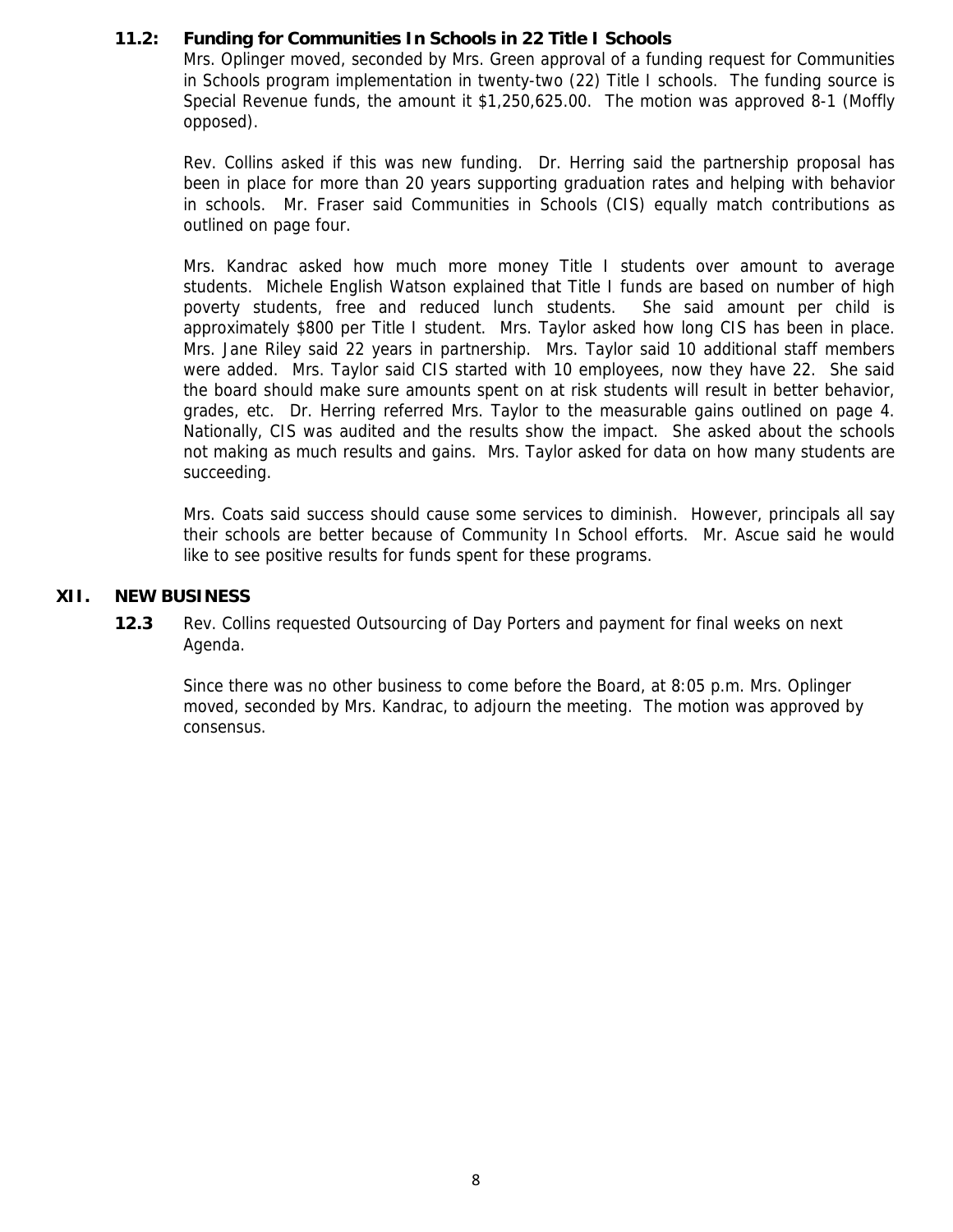**11.2: Funding for Communities In Schools in 22 Title I Schools**

Mrs. Oplinger moved, seconded by Mrs. Green approval of a funding request for Communities in Schools program implementation in twenty-two (22) Title I schools. The funding source is Special Revenue funds, the amount it $1,250,625.00. The motion was approved 8-1 (Moffly opposed).

Rev. Collins asked if this was new funding. Dr. Herring said the partnership proposal has been in place for more than 20 years supporting graduation rates and helping with behavior in schools. Mr. Fraser said Communities in Schools (CIS) equally match contributions as outlined on page four.

Mrs. Kandrac asked how much more money Title I students over amount to average students. Michele English Watson explained that Title I funds are based on number of high poverty students, free and reduced lunch students. She said amount per child is approximately $800 per Title I student. Mrs. Taylor asked how long CIS has been in place. Mrs. Jane Riley said 22 years in partnership. Mrs. Taylor said 10 additional staff members were added. Mrs. Taylor said CIS started with 10 employees, now they have 22. She said the board should make sure amounts spent on at risk students will result in better behavior, grades, etc. Dr. Herring referred Mrs. Taylor to the measurable gains outlined on page 4. Nationally, CIS was audited and the results show the impact. She asked about the schools not making as much results and gains. Mrs. Taylor asked for data on how many students are succeeding.

Mrs. Coats said success should cause some services to diminish. However, principals all say their schools are better because of Community In School efforts. Mr. Ascue said he would like to see positive results for funds spent for these programs.

## XII. NEW BUSINESS

**12.3** Rev. Collins requested Outsourcing of Day Porters and payment for final weeks on next Agenda.

Since there was no other business to come before the Board, at 8:05 p.m. Mrs. Oplinger moved, seconded by Mrs. Kandrac, to adjourn the meeting. The motion was approved by consensus.